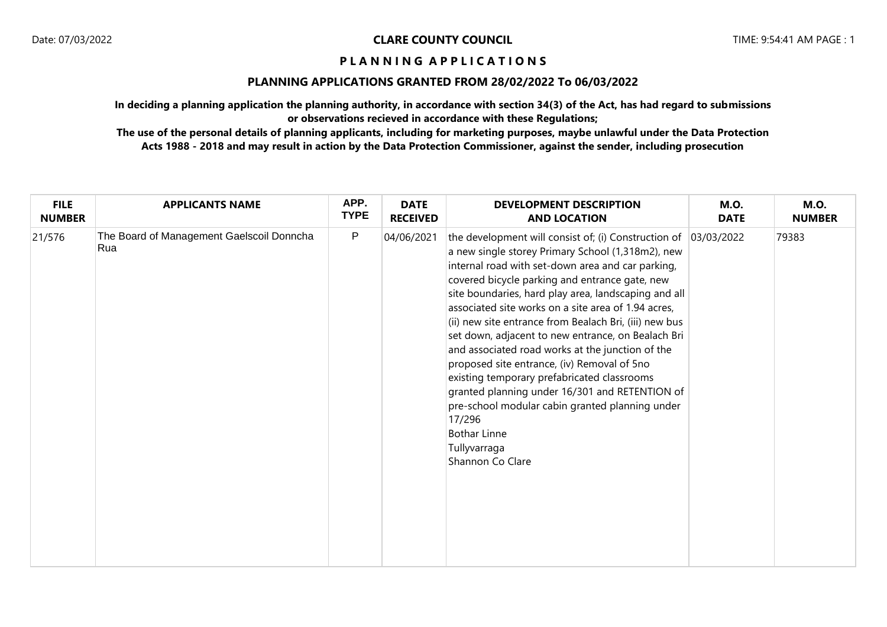**CLARE COUNTY COUNCIL**

Date: 07/03/2022

# PLANNING APPLICATIONS

## PLANNING APPLICATIONS GRANTED FROM 28/02/2022 To 06/03/2022

**In deciding a planning application the planning authority, in accordance with section 34(3) of the Act, has had regard to submissions or observations recieved in accordance with these Regulations;**

**The use of the personal details of planning applicants, including for marketing purposes, maybe unlawful under the Data Protection Acts 1988 - 2018 and may result in action by the Data Protection Commissioner, against the sender, including prosecution**

| FILE NUMBER | APPLICANTS NAME | APP. TYPE | DATE RECEIVED | DEVELOPMENT DESCRIPTION AND LOCATION | M.O. DATE | M.O. NUMBER |
|---|---|---|---|---|---|---|
| 21/576 | The Board of Management Gaelscoil Donncha Rua | P | 04/06/2021 | the development will consist of; (i) Construction of a new single storey Primary School (1,318m2), new internal road with set-down area and car parking, covered bicycle parking and entrance gate, new site boundaries, hard play area, landscaping and all associated site works on a site area of 1.94 acres, (ii) new site entrance from Bealach Bri, (iii) new bus set down, adjacent to new entrance, on Bealach Bri and associated road works at the junction of the proposed site entrance, (iv) Removal of 5no existing temporary prefabricated classrooms granted planning under 16/301 and RETENTION of pre-school modular cabin granted planning under 17/296<br>Bothar Linne<br>Tullyvarraga<br>Shannon Co Clare | 03/03/2022 | 79383 |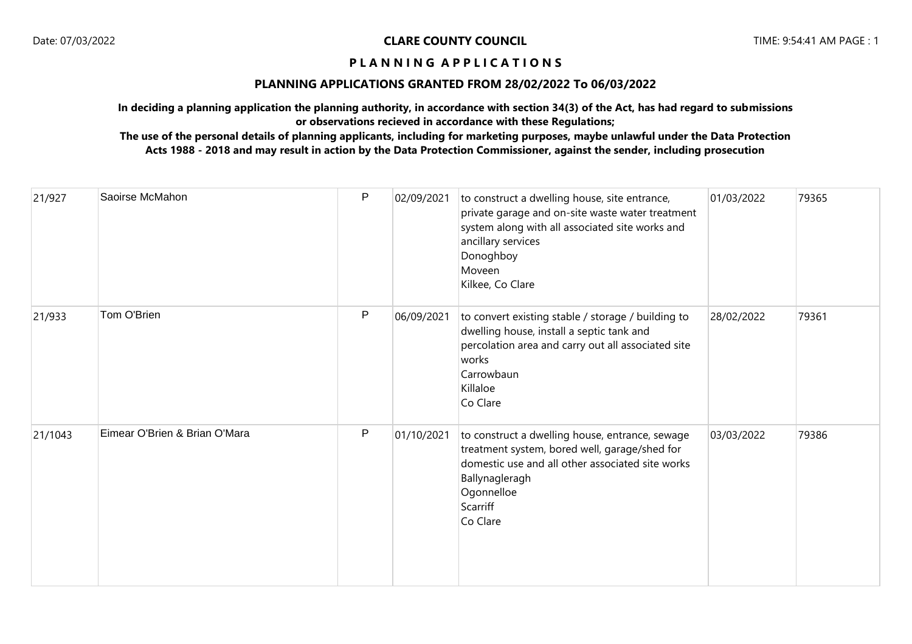# CLARE COUNTY COUNCIL

## P L A N N I N G A P P L I C A T I O N S

### PLANNING APPLICATIONS GRANTED FROM 28/02/2022 To 06/03/2022

**In deciding a planning application the planning authority, in accordance with section 34(3) of the Act, has had regard to submissions or observations recieved in accordance with these Regulations;**

**The use of the personal details of planning applicants, including for marketing purposes, maybe unlawful under the Data Protection Acts 1988 - 2018 and may result in action by the Data Protection Commissioner, against the sender, including prosecution**

| | | | | | | |
|---|---|---|---|---|---|---|
| 21/927 | Saoirse McMahon | P | 02/09/2021 | to construct a dwelling house, site entrance, private garage and on-site waste water treatment system along with all associated site works and ancillary services<br>Donoghboy<br>Moveen<br>Kilkee, Co Clare | 01/03/2022 | 79365 |
| 21/933 | Tom O'Brien | P | 06/09/2021 | to convert existing stable / storage / building to dwelling house, install a septic tank and percolation area and carry out all associated site works<br>Carrowbaun<br>Killaloe<br>Co Clare | 28/02/2022 | 79361 |
| 21/1043 | Eimear O'Brien & Brian O'Mara | P | 01/10/2021 | to construct a dwelling house, entrance, sewage treatment system, bored well, garage/shed for domestic use and all other associated site works<br>Ballynagleragh<br>Ogonnelloe<br>Scarriff<br>Co Clare | 03/03/2022 | 79386 |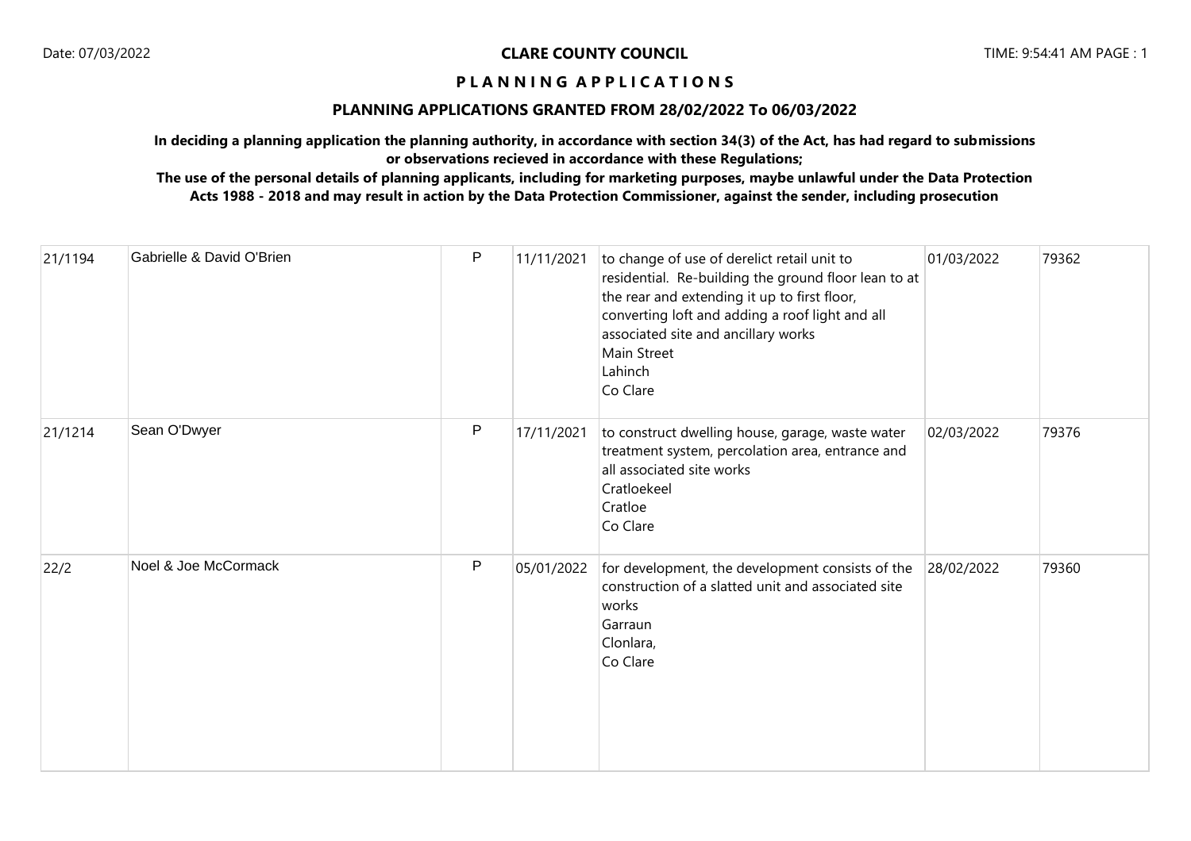**CLARE COUNTY COUNCIL**

**P L A N N I N G   A P P L I C A T I O N S**

**PLANNING APPLICATIONS GRANTED FROM 28/02/2022 To 06/03/2022**

**In deciding a planning application the planning authority, in accordance with section 34(3) of the Act, has had regard to submissions or observations recieved in accordance with these Regulations;**

**The use of the personal details of planning applicants, including for marketing purposes, maybe unlawful under the Data Protection Acts 1988 - 2018 and may result in action by the Data Protection Commissioner, against the sender, including prosecution**

| | | | | | | |
|---|---|---|---|---|---|---|
| 21/1194 | Gabrielle & David O'Brien | P | 11/11/2021 | to change of use of derelict retail unit to residential. Re-building the ground floor lean to at the rear and extending it up to first floor, converting loft and adding a roof light and all associated site and ancillary works<br>Main Street<br>Lahinch<br>Co Clare | 01/03/2022 | 79362 |
| 21/1214 | Sean O'Dwyer | P | 17/11/2021 | to construct dwelling house, garage, waste water treatment system, percolation area, entrance and all associated site works<br>Cratloekeel<br>Cratloe<br>Co Clare | 02/03/2022 | 79376 |
| 22/2 | Noel & Joe McCormack | P | 05/01/2022 | for development, the development consists of the construction of a slatted unit and associated site works<br>Garraun<br>Clonlara,<br>Co Clare | 28/02/2022 | 79360 |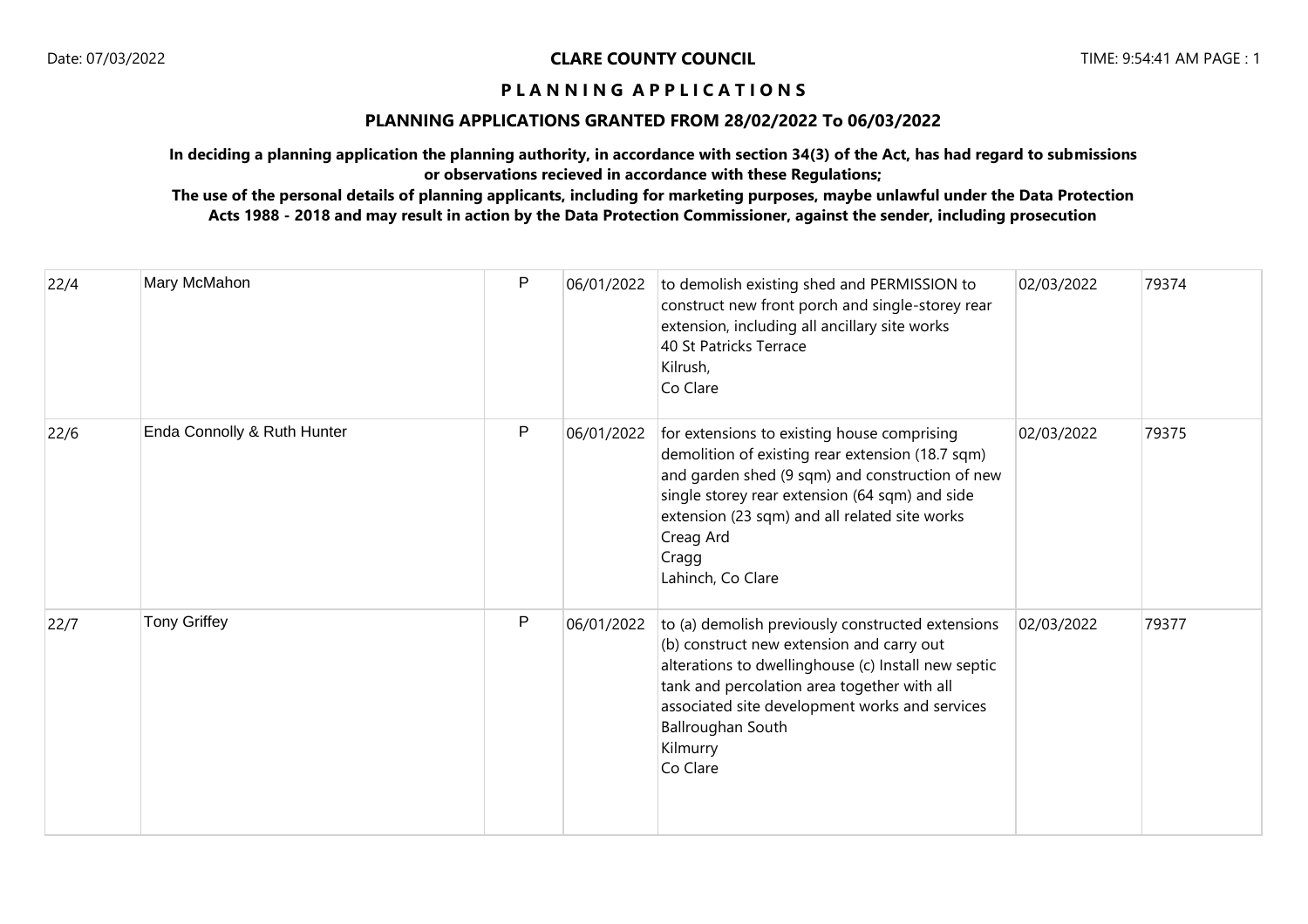**CLARE COUNTY COUNCIL**

**P L A N N I N G A P P L I C A T I O N S**

**PLANNING APPLICATIONS GRANTED FROM 28/02/2022 To 06/03/2022**

**In deciding a planning application the planning authority, in accordance with section 34(3) of the Act, has had regard to submissions or observations recieved in accordance with these Regulations;**

**The use of the personal details of planning applicants, including for marketing purposes, maybe unlawful under the Data Protection Acts 1988 - 2018 and may result in action by the Data Protection Commissioner, against the sender, including prosecution**

| | | | | | | |
|---|---|---|---|---|---|---|
| 22/4 | Mary McMahon | P | 06/01/2022 | to demolish existing shed and PERMISSION to construct new front porch and single-storey rear extension, including all ancillary site works<br>40 St Patricks Terrace<br>Kilrush,<br>Co Clare | 02/03/2022 | 79374 |
| 22/6 | Enda Connolly & Ruth Hunter | P | 06/01/2022 | for extensions to existing house comprising demolition of existing rear extension (18.7 sqm) and garden shed (9 sqm) and construction of new single storey rear extension (64 sqm) and side extension (23 sqm) and all related site works<br>Creag Ard<br>Cragg<br>Lahinch, Co Clare | 02/03/2022 | 79375 |
| 22/7 | Tony Griffey | P | 06/01/2022 | to (a) demolish previously constructed extensions (b) construct new extension and carry out alterations to dwellinghouse (c) Install new septic tank and percolation area together with all associated site development works and services<br>Ballroughan South<br>Kilmurry<br>Co Clare | 02/03/2022 | 79377 |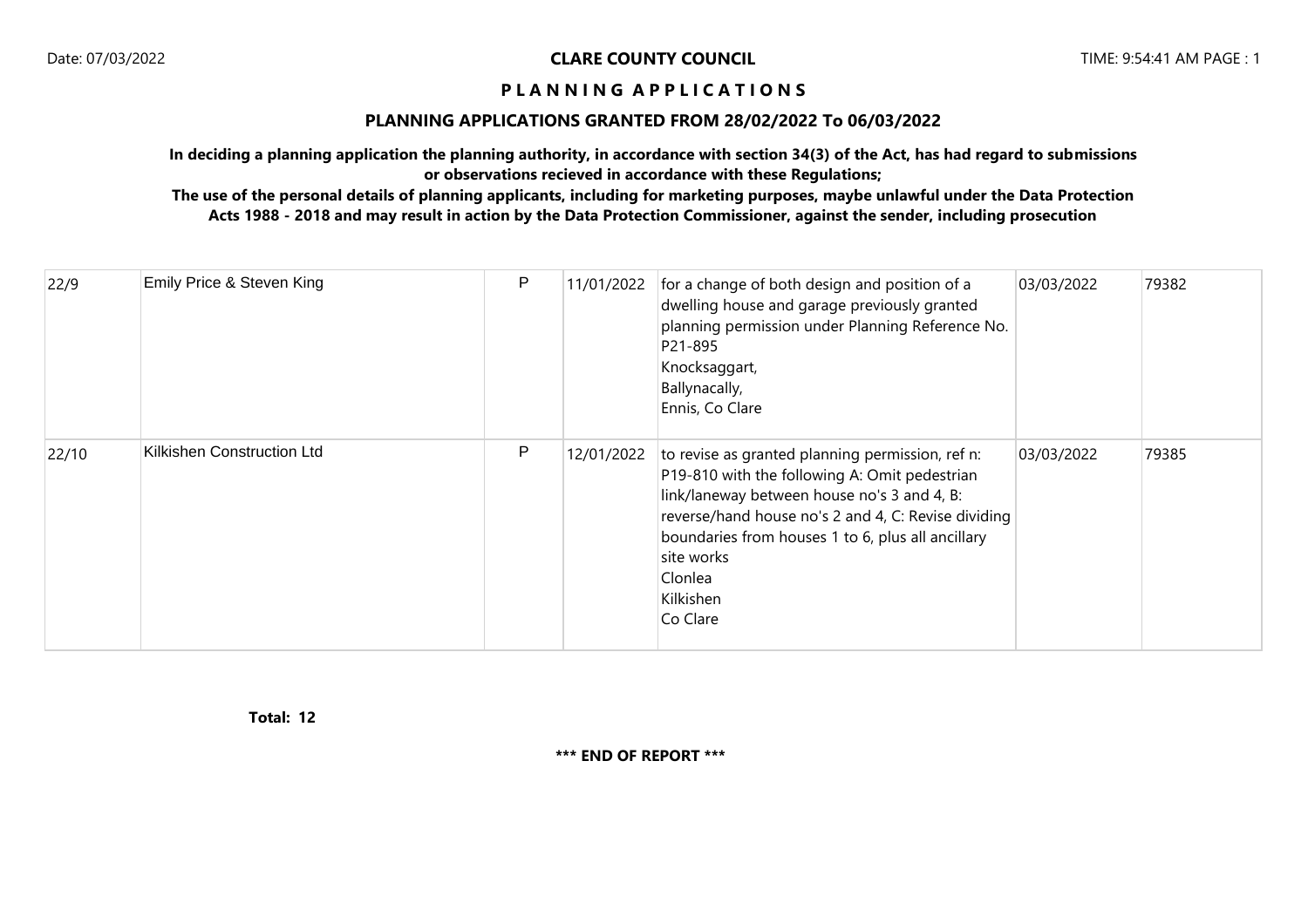## PLANNING APPLICATIONS

### PLANNING APPLICATIONS GRANTED FROM 28/02/2022 To 06/03/2022

**In deciding a planning application the planning authority, in accordance with section 34(3) of the Act, has had regard to submissions or observations recieved in accordance with these Regulations;**

**The use of the personal details of planning applicants, including for marketing purposes, maybe unlawful under the Data Protection Acts 1988 - 2018 and may result in action by the Data Protection Commissioner, against the sender, including prosecution**

| | | | | | | |
|---|---|---|---|---|---|---|
| 22/9 | Emily Price & Steven King | P | 11/01/2022 | for a change of both design and position of a dwelling house and garage previously granted planning permission under Planning Reference No. P21-895<br>Knocksaggart,<br>Ballynacally,<br>Ennis, Co Clare | 03/03/2022 | 79382 |
| 22/10 | Kilkishen Construction Ltd | P | 12/01/2022 | to revise as granted planning permission, ref n: P19-810 with the following A: Omit pedestrian link/laneway between house no's 3 and 4, B: reverse/hand house no's 2 and 4, C: Revise dividing boundaries from houses 1 to 6, plus all ancillary site works<br>Clonlea<br>Kilkishen<br>Co Clare | 03/03/2022 | 79385 |

**Total: 12**

**\*\*\* END OF REPORT \*\*\***